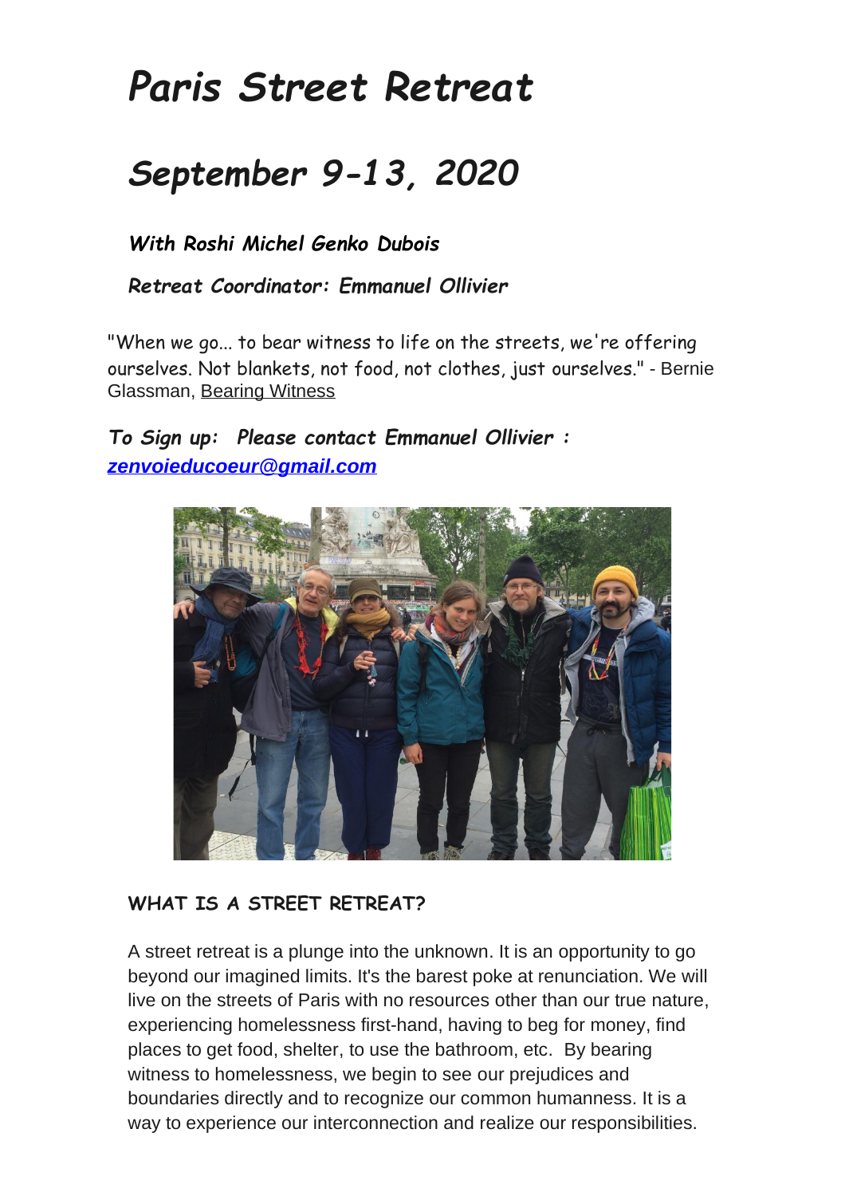# *Paris Street Retreat*

# *September 9-13, 2020*

### *With Roshi Michel Genko Dubois*

### *Retreat Coordinator: Emmanuel Ollivier*

"When we go... to bear witness to life on the streets, we're offering ourselves. Not blankets, not food, not clothes, just ourselves." - Bernie Glassman, Bearing Witness

### *To Sign up: Please contact Emmanuel Ollivier : [zenvoieducoeur@gmail.com](mailto:zenvoieducoeur@gmail.com)*

### WHAT IS A STREET RETREAT?

A street retreat is a plunge into the unknown. It is an opportunity to go beyond our imagined limits. It's the barest poke at renunciation. We will live on the streets of Paris with no resources other than our true nature, experiencing homelessness first-hand, having to beg for money, find places to get food, shelter, to use the bathroom, etc. By bearing witness to homelessness, we begin to see our prejudices and boundaries directly and to recognize our common humanness. It is a way to experience our interconnection and realize our responsibilities.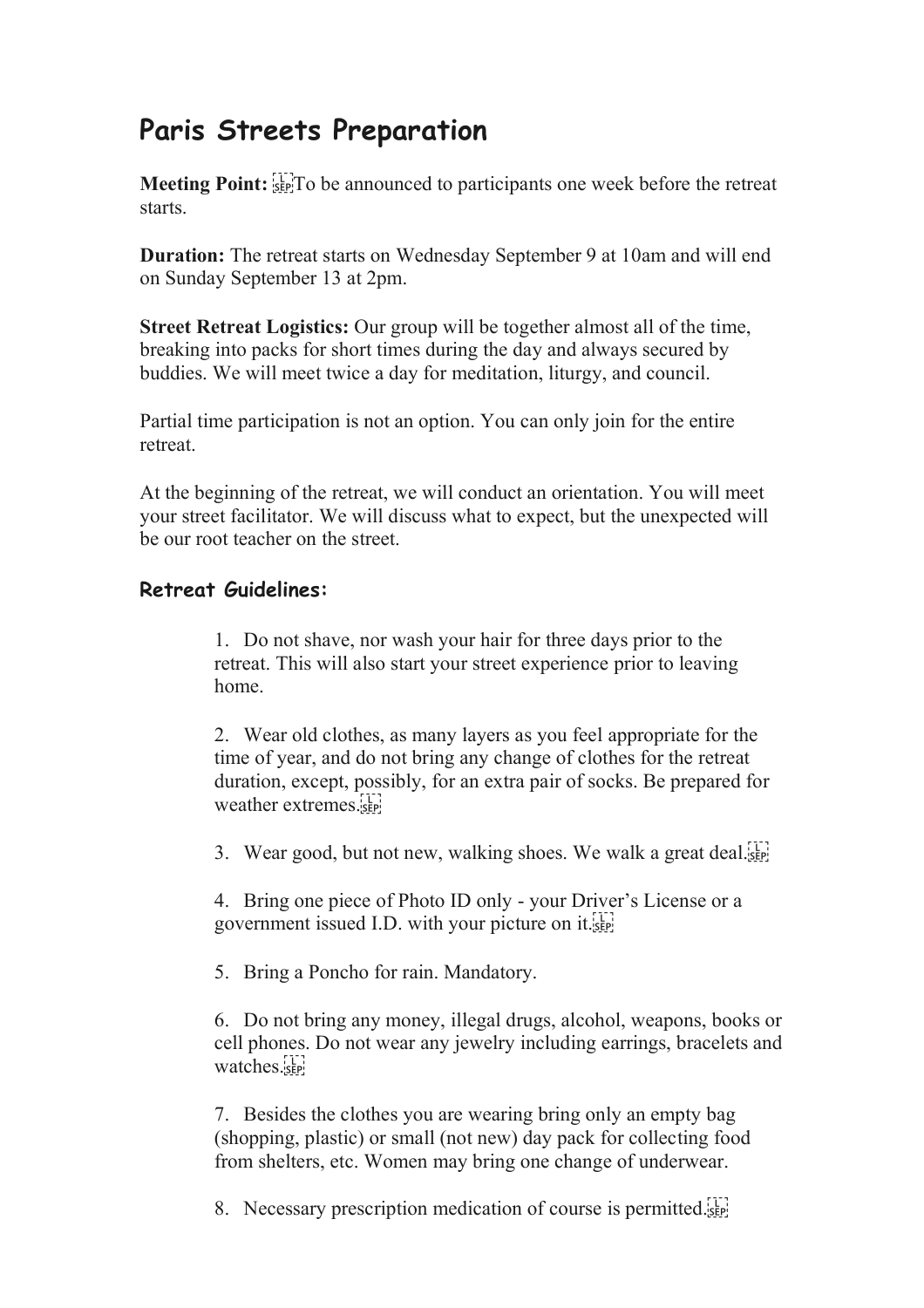# Paris Streets Preparation

**Meeting Point:** To be announced to participants one week before the retreat starts.

**Duration:** The retreat starts on Wednesday September 9 at 10am and will end on Sunday September 13 at 2pm.

**Street Retreat Logistics:** Our group will be together almost all of the time, breaking into packs for short times during the day and always secured by buddies. We will meet twice a day for meditation, liturgy, and council.

Partial time participation is not an option. You can only join for the entire retreat.

At the beginning of the retreat, we will conduct an orientation. You will meet your street facilitator. We will discuss what to expect, but the unexpected will be our root teacher on the street.

## Retreat Guidelines:

1. Do not shave, nor wash your hair for three days prior to the retreat. This will also start your street experience prior to leaving home.

2. Wear old clothes, as many layers as you feel appropriate for the time of year, and do not bring any change of clothes for the retreat duration, except, possibly, for an extra pair of socks. Be prepared for weather extremes.

3. Wear good, but not new, walking shoes. We walk a great deal.

4. Bring one piece of Photo ID only - your Driver's License or a government issued I.D. with your picture on it.

5. Bring a Poncho for rain. Mandatory.

6. Do not bring any money, illegal drugs, alcohol, weapons, books or cell phones. Do not wear any jewelry including earrings, bracelets and watches.

7. Besides the clothes you are wearing bring only an empty bag (shopping, plastic) or small (not new) day pack for collecting food from shelters, etc. Women may bring one change of underwear.

8. Necessary prescription medication of course is permitted.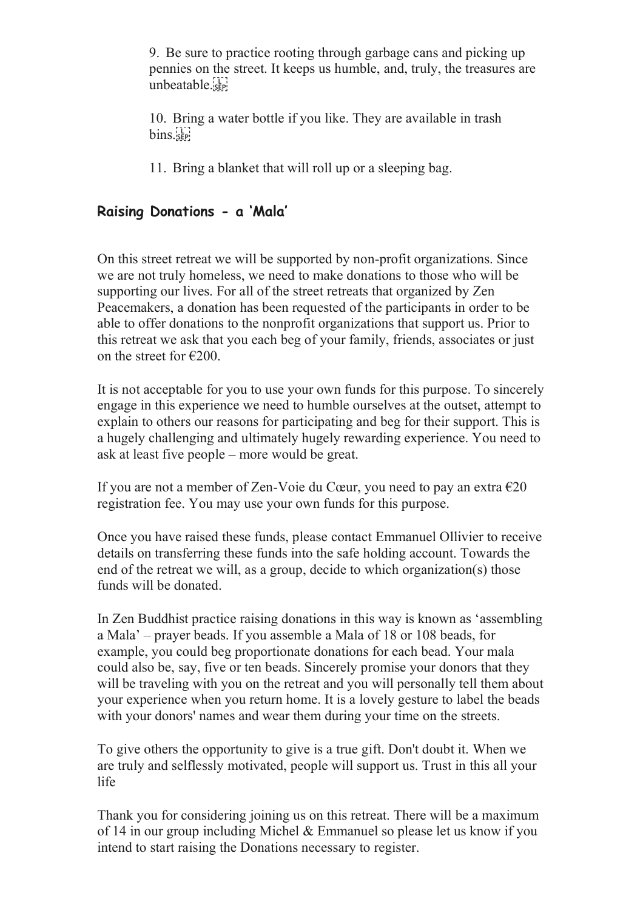9. Be sure to practice rooting through garbage cans and picking up pennies on the street. It keeps us humble, and, truly, the treasures are unbeatable.

10. Bring a water bottle if you like. They are available in trash bins.

11. Bring a blanket that will roll up or a sleeping bag.

## Raising Donations - a 'Mala'

On this street retreat we will be supported by non-profit organizations. Since we are not truly homeless, we need to make donations to those who will be supporting our lives. For all of the street retreats that organized by Zen Peacemakers, a donation has been requested of the participants in order to be able to offer donations to the nonprofit organizations that support us. Prior to this retreat we ask that you each beg of your family, friends, associates or just on the street for €200.

It is not acceptable for you to use your own funds for this purpose. To sincerely engage in this experience we need to humble ourselves at the outset, attempt to explain to others our reasons for participating and beg for their support. This is a hugely challenging and ultimately hugely rewarding experience. You need to ask at least five people – more would be great.

If you are not a member of Zen-Voie du Cœur, you need to pay an extra €20 registration fee. You may use your own funds for this purpose.

Once you have raised these funds, please contact Emmanuel Ollivier to receive details on transferring these funds into the safe holding account. Towards the end of the retreat we will, as a group, decide to which organization(s) those funds will be donated.

In Zen Buddhist practice raising donations in this way is known as 'assembling a Mala' – prayer beads. If you assemble a Mala of 18 or 108 beads, for example, you could beg proportionate donations for each bead. Your mala could also be, say, five or ten beads. Sincerely promise your donors that they will be traveling with you on the retreat and you will personally tell them about your experience when you return home. It is a lovely gesture to label the beads with your donors' names and wear them during your time on the streets.

To give others the opportunity to give is a true gift. Don't doubt it. When we are truly and selflessly motivated, people will support us. Trust in this all your life

Thank you for considering joining us on this retreat. There will be a maximum of 14 in our group including Michel & Emmanuel so please let us know if you intend to start raising the Donations necessary to register.